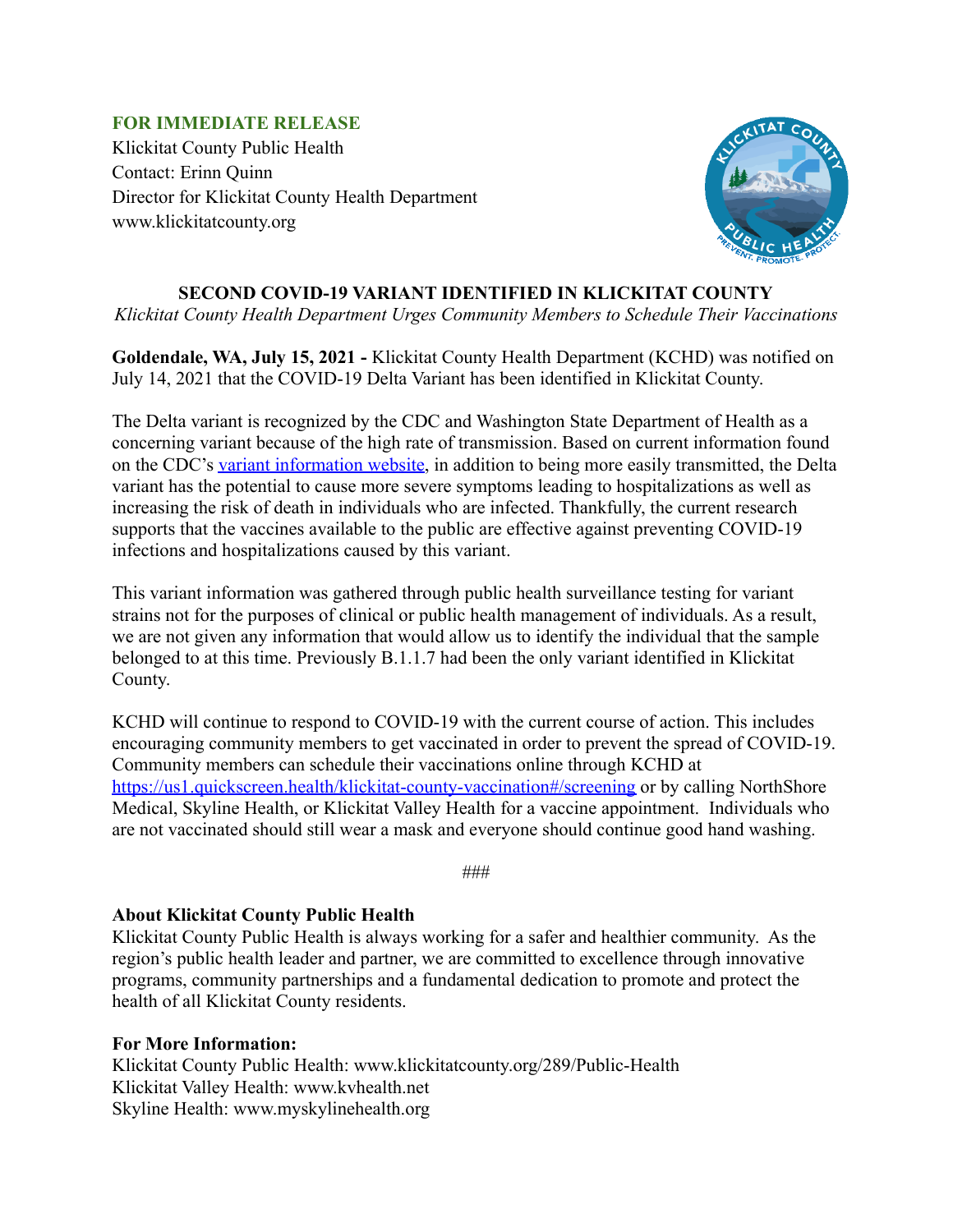**FOR IMMEDIATE RELEASE**
Klickitat County Public Health
Contact: Erinn Quinn
Director for Klickitat County Health Department
www.klickitatcounty.org

# SECOND COVID-19 VARIANT IDENTIFIED IN KLICKITAT COUNTY

*Klickitat County Health Department Urges Community Members to Schedule Their Vaccinations*

**Goldendale, WA, July 15, 2021 -** Klickitat County Health Department (KCHD) was notified on July 14, 2021 that the COVID-19 Delta Variant has been identified in Klickitat County.

The Delta variant is recognized by the CDC and Washington State Department of Health as a concerning variant because of the high rate of transmission. Based on current information found on the CDC's variant information website, in addition to being more easily transmitted, the Delta variant has the potential to cause more severe symptoms leading to hospitalizations as well as increasing the risk of death in individuals who are infected. Thankfully, the current research supports that the vaccines available to the public are effective against preventing COVID-19 infections and hospitalizations caused by this variant.

This variant information was gathered through public health surveillance testing for variant strains not for the purposes of clinical or public health management of individuals. As a result, we are not given any information that would allow us to identify the individual that the sample belonged to at this time. Previously B.1.1.7 had been the only variant identified in Klickitat County.

KCHD will continue to respond to COVID-19 with the current course of action. This includes encouraging community members to get vaccinated in order to prevent the spread of COVID-19. Community members can schedule their vaccinations online through KCHD at https://us1.quickscreen.health/klickitat-county-vaccination#/screening or by calling NorthShore Medical, Skyline Health, or Klickitat Valley Health for a vaccine appointment. Individuals who are not vaccinated should still wear a mask and everyone should continue good hand washing.

###

**About Klickitat County Public Health**
Klickitat County Public Health is always working for a safer and healthier community. As the region's public health leader and partner, we are committed to excellence through innovative programs, community partnerships and a fundamental dedication to promote and protect the health of all Klickitat County residents.

**For More Information:**
Klickitat County Public Health: www.klickitatcounty.org/289/Public-Health
Klickitat Valley Health: www.kvhealth.net
Skyline Health: www.myskylinehealth.org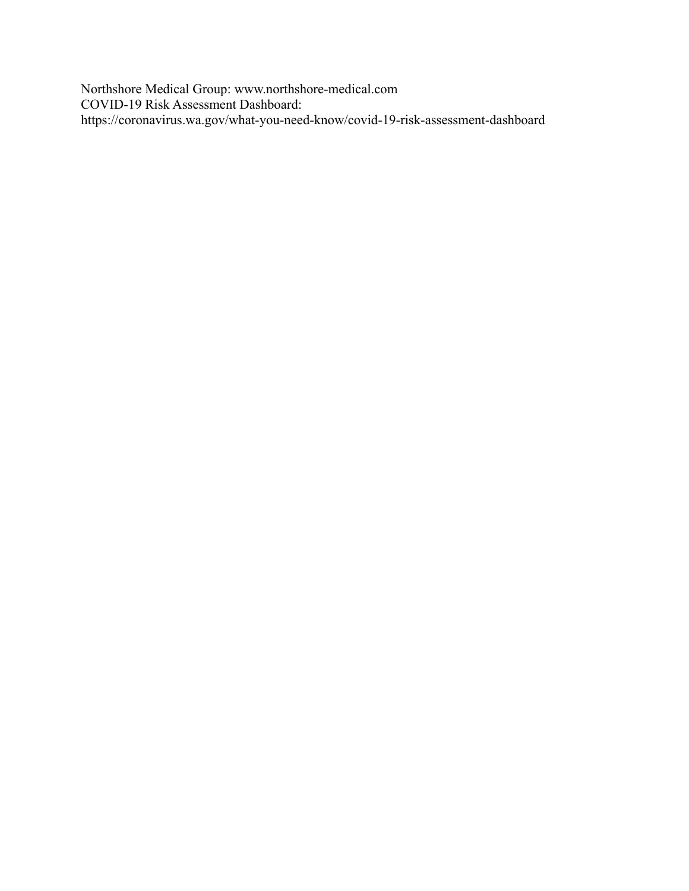Northshore Medical Group: www.northshore-medical.com
COVID-19 Risk Assessment Dashboard:
https://coronavirus.wa.gov/what-you-need-know/covid-19-risk-assessment-dashboard